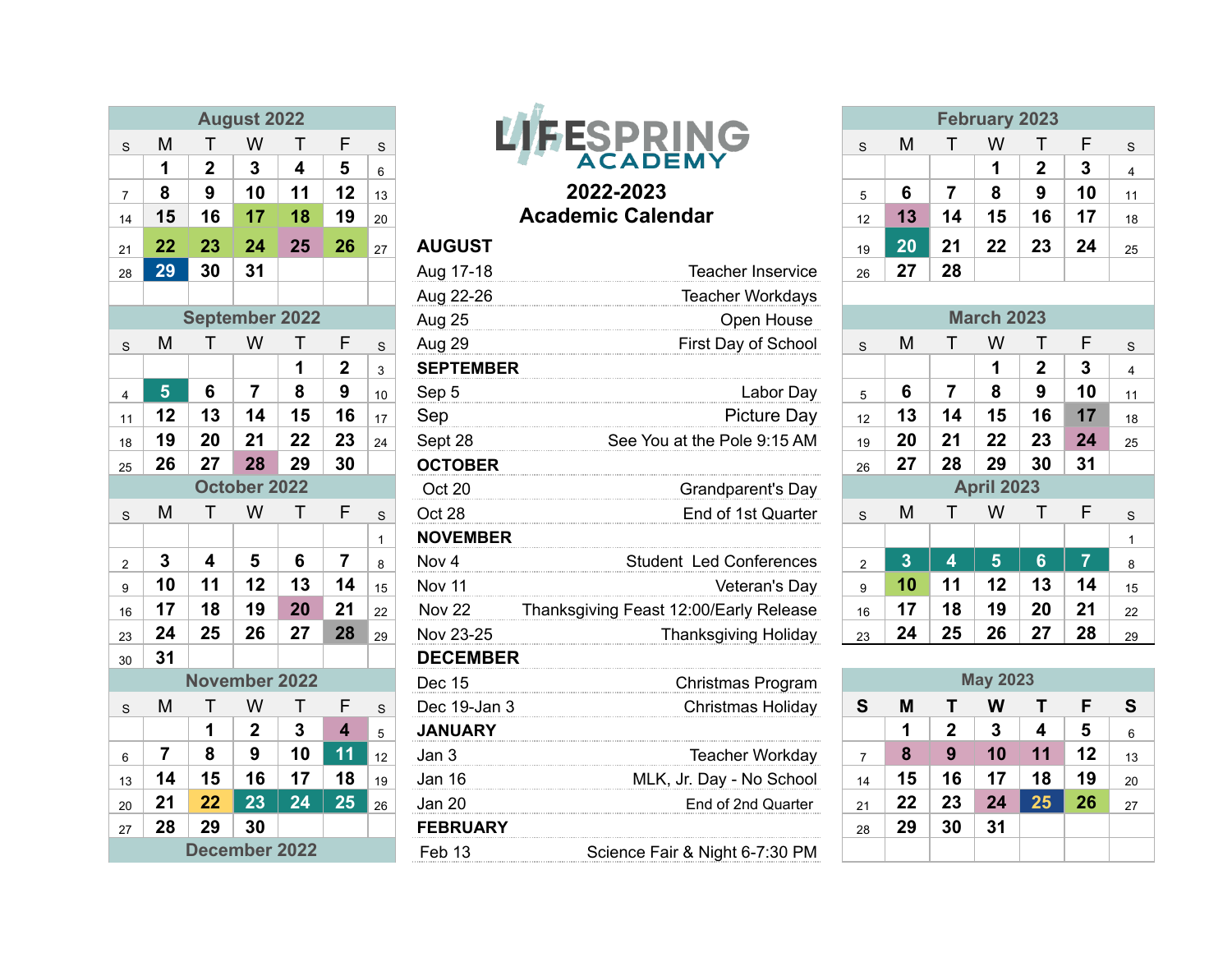# LIFESPRING ACADEMY

## 2022-2023 Academic Calendar

### August 2022

| S | M | T | W | T | F | S |
|---|---|---|---|---|---|---|
| | 1 | 2 | 3 | 4 | 5 | 6 |
| 7 | 8 | 9 | 10 | 11 | 12 | 13 |
| 14 | 15 | 16 | 17 | 18 | 19 | 20 |
| 21 | 22 | 23 | 24 | 25 | 26 | 27 |
| 28 | 29 | 30 | 31 | | | |

### September 2022

| S | M | T | W | T | F | S |
|---|---|---|---|---|---|---|
| | | | | 1 | 2 | 3 |
| 4 | 5 | 6 | 7 | 8 | 9 | 10 |
| 11 | 12 | 13 | 14 | 15 | 16 | 17 |
| 18 | 19 | 20 | 21 | 22 | 23 | 24 |
| 25 | 26 | 27 | 28 | 29 | 30 | |

### October 2022

| S | M | T | W | T | F | S |
|---|---|---|---|---|---|---|
| | | | | | | 1 |
| 2 | 3 | 4 | 5 | 6 | 7 | 8 |
| 9 | 10 | 11 | 12 | 13 | 14 | 15 |
| 16 | 17 | 18 | 19 | 20 | 21 | 22 |
| 23 | 24 | 25 | 26 | 27 | 28 | 29 |
| 30 | 31 | | | | | |

### November 2022

| S | M | T | W | T | F | S |
|---|---|---|---|---|---|---|
| | | 1 | 2 | 3 | 4 | 5 |
| 6 | 7 | 8 | 9 | 10 | 11 | 12 |
| 13 | 14 | 15 | 16 | 17 | 18 | 19 |
| 20 | 21 | 22 | 23 | 24 | 25 | 26 |
| 27 | 28 | 29 | 30 | | | |

### December 2022

**AUGUST**

| Date | Event |
|---|---|
| Aug 17-18 | Teacher Inservice |
| Aug 22-26 | Teacher Workdays |
| Aug 25 | Open House |
| Aug 29 | First Day of School |

**SEPTEMBER**

| Date | Event |
|---|---|
| Sep 5 | Labor Day |
| Sep | Picture Day |
| Sept 28 | See You at the Pole 9:15 AM |

**OCTOBER**

| Date | Event |
|---|---|
| Oct 20 | Grandparent's Day |
| Oct 28 | End of 1st Quarter |

**NOVEMBER**

| Date | Event |
|---|---|
| Nov 4 | Student Led Conferences |
| Nov 11 | Veteran's Day |
| Nov 22 | Thanksgiving Feast 12:00/Early Release |
| Nov 23-25 | Thanksgiving Holiday |

**DECEMBER**

| Date | Event |
|---|---|
| Dec 15 | Christmas Program |
| Dec 19-Jan 3 | Christmas Holiday |

**JANUARY**

| Date | Event |
|---|---|
| Jan 3 | Teacher Workday |
| Jan 16 | MLK, Jr. Day - No School |
| Jan 20 | End of 2nd Quarter |

**FEBRUARY**

| Date | Event |
|---|---|
| Feb 13 | Science Fair & Night 6-7:30 PM |

### February 2023

| S | M | T | W | T | F | S |
|---|---|---|---|---|---|---|
| | | | 1 | 2 | 3 | 4 |
| 5 | 6 | 7 | 8 | 9 | 10 | 11 |
| 12 | 13 | 14 | 15 | 16 | 17 | 18 |
| 19 | 20 | 21 | 22 | 23 | 24 | 25 |
| 26 | 27 | 28 | | | | |

### March 2023

| S | M | T | W | T | F | S |
|---|---|---|---|---|---|---|
| | | | 1 | 2 | 3 | 4 |
| 5 | 6 | 7 | 8 | 9 | 10 | 11 |
| 12 | 13 | 14 | 15 | 16 | 17 | 18 |
| 19 | 20 | 21 | 22 | 23 | 24 | 25 |
| 26 | 27 | 28 | 29 | 30 | 31 | |

### April 2023

| S | M | T | W | T | F | S |
|---|---|---|---|---|---|---|
| | | | | | | 1 |
| 2 | 3 | 4 | 5 | 6 | 7 | 8 |
| 9 | 10 | 11 | 12 | 13 | 14 | 15 |
| 16 | 17 | 18 | 19 | 20 | 21 | 22 |
| 23 | 24 | 25 | 26 | 27 | 28 | 29 |

### May 2023

| S | M | T | W | T | F | S |
|---|---|---|---|---|---|---|
| | 1 | 2 | 3 | 4 | 5 | 6 |
| 7 | 8 | 9 | 10 | 11 | 12 | 13 |
| 14 | 15 | 16 | 17 | 18 | 19 | 20 |
| 21 | 22 | 23 | 24 | 25 | 26 | 27 |
| 28 | 29 | 30 | 31 | | | |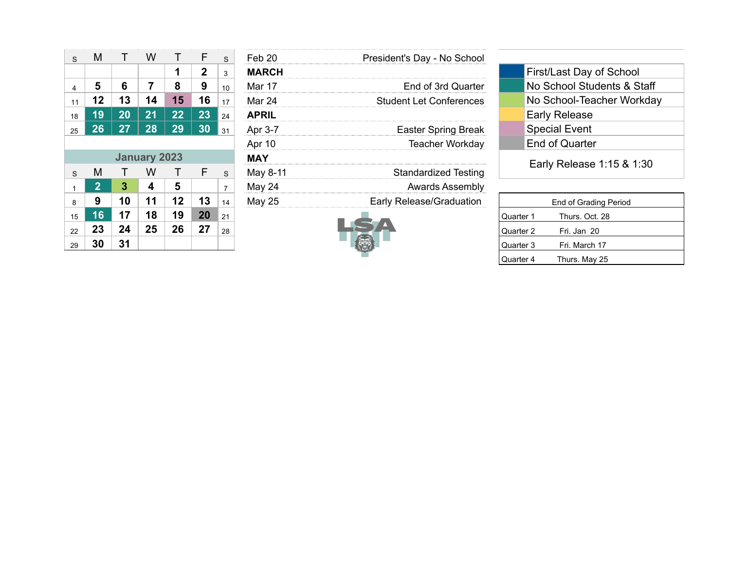| S | M | T | W | T | F | S |
|---|---|---|---|---|---|---|
| | | | | 1 | 2 | 3 |
| 4 | 5 | 6 | 7 | 8 | 9 | 10 |
| 11 | 12 | 13 | 14 | 15 | 16 | 17 |
| 18 | 19 | 20 | 21 | 22 | 23 | 24 |
| 25 | 26 | 27 | 28 | 29 | 30 | 31 |

## January 2023

| S | M | T | W | T | F | S |
|---|---|---|---|---|---|---|
| 1 | 2 | 3 | 4 | 5 | | 7 |
| 8 | 9 | 10 | 11 | 12 | 13 | 14 |
| 15 | 16 | 17 | 18 | 19 | 20 | 21 |
| 22 | 23 | 24 | 25 | 26 | 27 | 28 |
| 29 | 30 | 31 | | | | |

| | |
|---|---|
| Feb 20 | President's Day - No School |
| **MARCH** | |
| Mar 17 | End of 3rd Quarter |
| Mar 24 | Student Let Conferences |
| **APRIL** | |
| Apr 3-7 | Easter Spring Break |
| Apr 10 | Teacher Workday |
| **MAY** | |
| May 8-11 | Standardized Testing |
| May 24 | Awards Assembly |
| May 25 | Early Release/Graduation |

LSA

- First/Last Day of School
- No School Students & Staff
- No School-Teacher Workday
- Early Release
- Special Event
- End of Quarter

Early Release 1:15 & 1:30

| End of Grading Period | |
|---|---|
| Quarter 1 | Thurs. Oct. 28 |
| Quarter 2 | Fri. Jan 20 |
| Quarter 3 | Fri. March 17 |
| Quarter 4 | Thurs. May 25 |